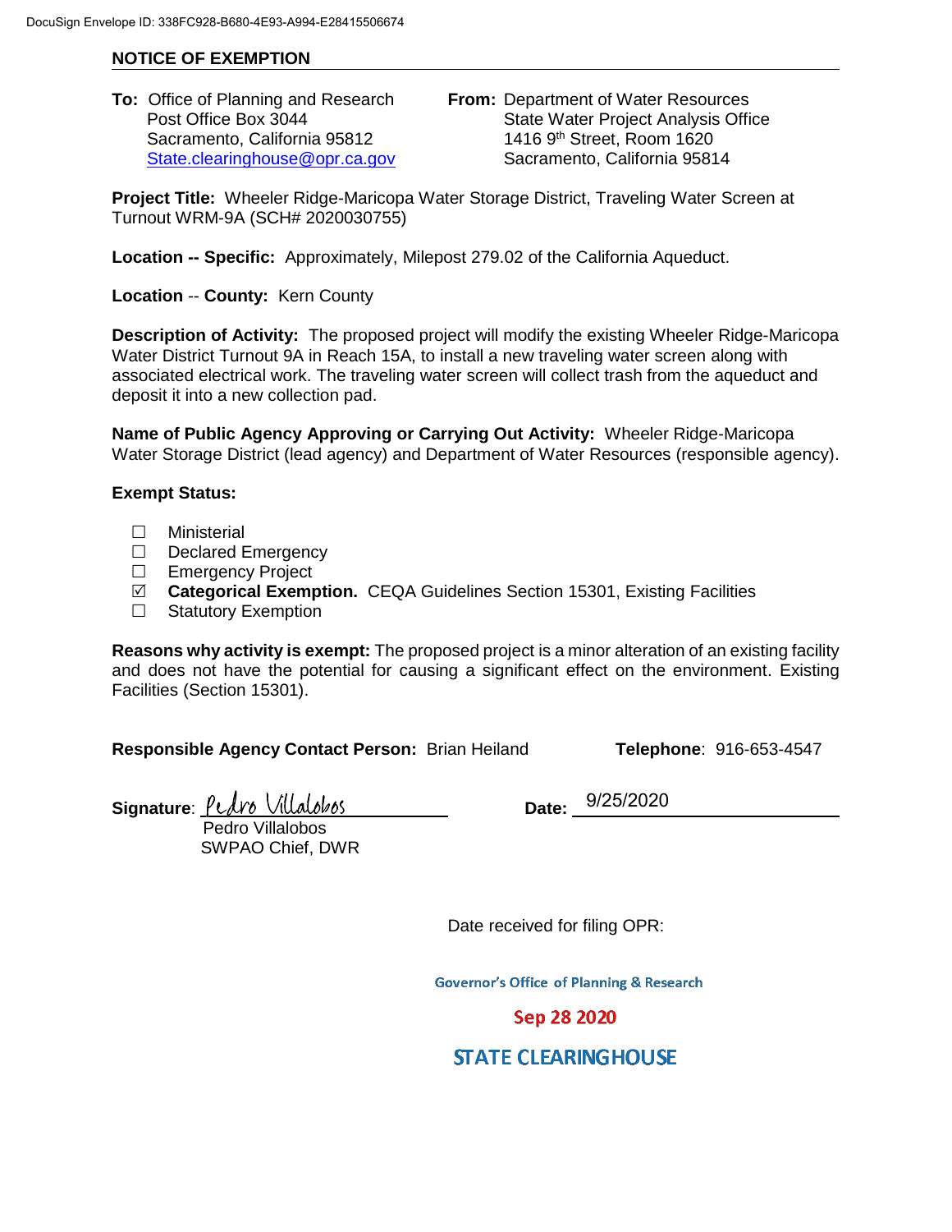DocuSign Envelope ID: 338FC928-B680-4E93-A994-E28415506674

## NOTICE OF EXEMPTION

**To:** Office of Planning and Research
Post Office Box 3044
Sacramento, California 95812
State.clearinghouse@opr.ca.gov

**From:** Department of Water Resources
State Water Project Analysis Office
1416 9th Street, Room 1620
Sacramento, California 95814

**Project Title:** Wheeler Ridge-Maricopa Water Storage District, Traveling Water Screen at Turnout WRM-9A (SCH# 2020030755)

**Location -- Specific:** Approximately, Milepost 279.02 of the California Aqueduct.

**Location -- County:** Kern County

**Description of Activity:** The proposed project will modify the existing Wheeler Ridge-Maricopa Water District Turnout 9A in Reach 15A, to install a new traveling water screen along with associated electrical work. The traveling water screen will collect trash from the aqueduct and deposit it into a new collection pad.

**Name of Public Agency Approving or Carrying Out Activity:** Wheeler Ridge-Maricopa Water Storage District (lead agency) and Department of Water Resources (responsible agency).

**Exempt Status:**

- ☐ Ministerial
- ☐ Declared Emergency
- ☐ Emergency Project
- ☑ **Categorical Exemption.** CEQA Guidelines Section 15301, Existing Facilities
- ☐ Statutory Exemption

**Reasons why activity is exempt:** The proposed project is a minor alteration of an existing facility and does not have the potential for causing a significant effect on the environment. Existing Facilities (Section 15301).

**Responsible Agency Contact Person:** Brian Heiland **Telephone**: 916-653-4547

**Signature**: Pedro Villalobos **Date:** 9/25/2020
Pedro Villalobos
SWPAO Chief, DWR

Date received for filing OPR:

Governor's Office of Planning & Research

Sep 28 2020

STATE CLEARINGHOUSE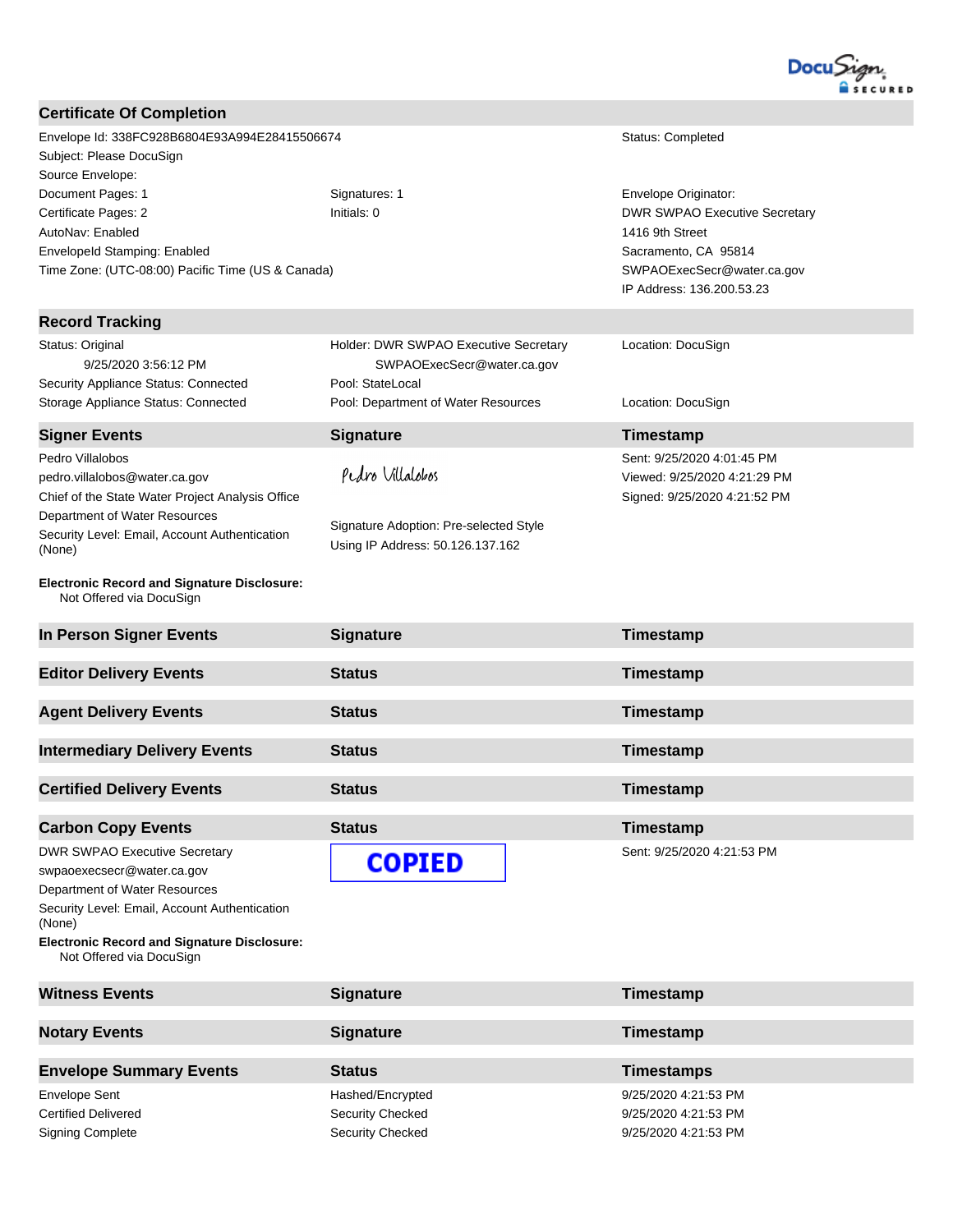## Certificate Of Completion

| | | |
|---|---|---|
| Envelope Id: 338FC928B6804E93A994E28415506674 | | Status: Completed |
| Subject: Please DocuSign | | |
| Source Envelope: | | |
| Document Pages: 1 | Signatures: 1 | Envelope Originator: |
| Certificate Pages: 2 | Initials: 0 | DWR SWPAO Executive Secretary |
| AutoNav: Enabled | | 1416 9th Street |
| EnvelopeId Stamping: Enabled | | Sacramento, CA 95814 |
| Time Zone: (UTC-08:00) Pacific Time (US & Canada) | | SWPAOExecSecr@water.ca.gov |
| | | IP Address: 136.200.53.23 |

## Record Tracking

| | | |
|---|---|---|
| Status: Original<br>9/25/2020 3:56:12 PM | Holder: DWR SWPAO Executive Secretary<br>SWPAOExecSecr@water.ca.gov | Location: DocuSign |
| Security Appliance Status: Connected | Pool: StateLocal | |
| Storage Appliance Status: Connected | Pool: Department of Water Resources | Location: DocuSign |

| Signer Events | Signature | Timestamp |
|---|---|---|
| Pedro Villalobos<br>pedro.villalobos@water.ca.gov<br>Chief of the State Water Project Analysis Office<br>Department of Water Resources<br>Security Level: Email, Account Authentication (None) | Pedro Villalobos<br><br>Signature Adoption: Pre-selected Style<br>Using IP Address: 50.126.137.162 | Sent: 9/25/2020 4:01:45 PM<br>Viewed: 9/25/2020 4:21:29 PM<br>Signed: 9/25/2020 4:21:52 PM |

**Electronic Record and Signature Disclosure:**
Not Offered via DocuSign

| In Person Signer Events | Signature | Timestamp |
|---|---|---|

| Editor Delivery Events | Status | Timestamp |
|---|---|---|

| Agent Delivery Events | Status | Timestamp |
|---|---|---|

| Intermediary Delivery Events | Status | Timestamp |
|---|---|---|

| Certified Delivery Events | Status | Timestamp |
|---|---|---|

| Carbon Copy Events | Status | Timestamp |
|---|---|---|
| DWR SWPAO Executive Secretary<br>swpaoexecsecr@water.ca.gov<br>Department of Water Resources<br>Security Level: Email, Account Authentication (None) | COPIED | Sent: 9/25/2020 4:21:53 PM |

**Electronic Record and Signature Disclosure:**
Not Offered via DocuSign

| Witness Events | Signature | Timestamp |
|---|---|---|

| Notary Events | Signature | Timestamp |
|---|---|---|

| Envelope Summary Events | Status | Timestamps |
|---|---|---|
| Envelope Sent | Hashed/Encrypted | 9/25/2020 4:21:53 PM |
| Certified Delivered | Security Checked | 9/25/2020 4:21:53 PM |
| Signing Complete | Security Checked | 9/25/2020 4:21:53 PM |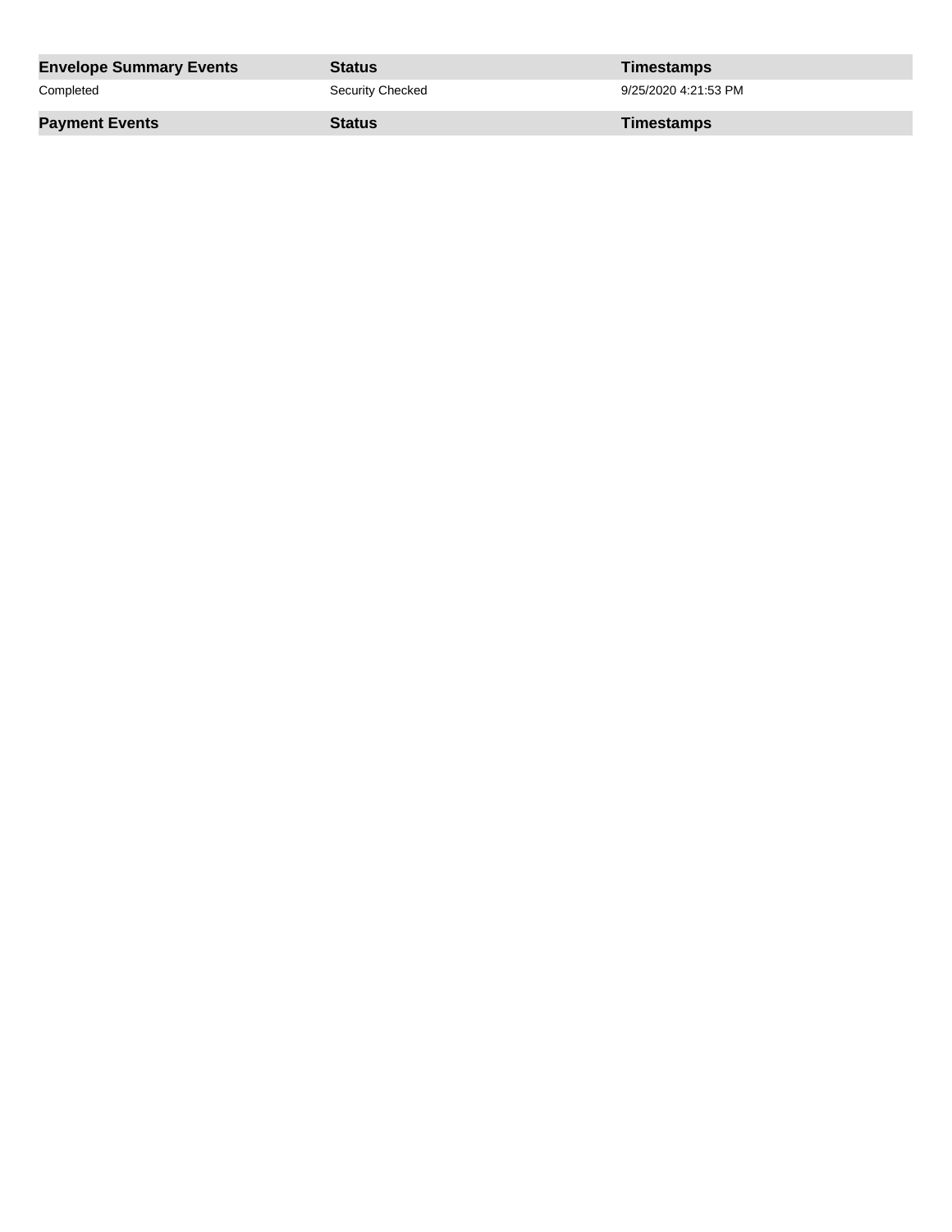| Envelope Summary Events | Status | Timestamps |
|---|---|---|
| Completed | Security Checked | 9/25/2020 4:21:53 PM |

| Payment Events | Status | Timestamps |
|---|---|---|